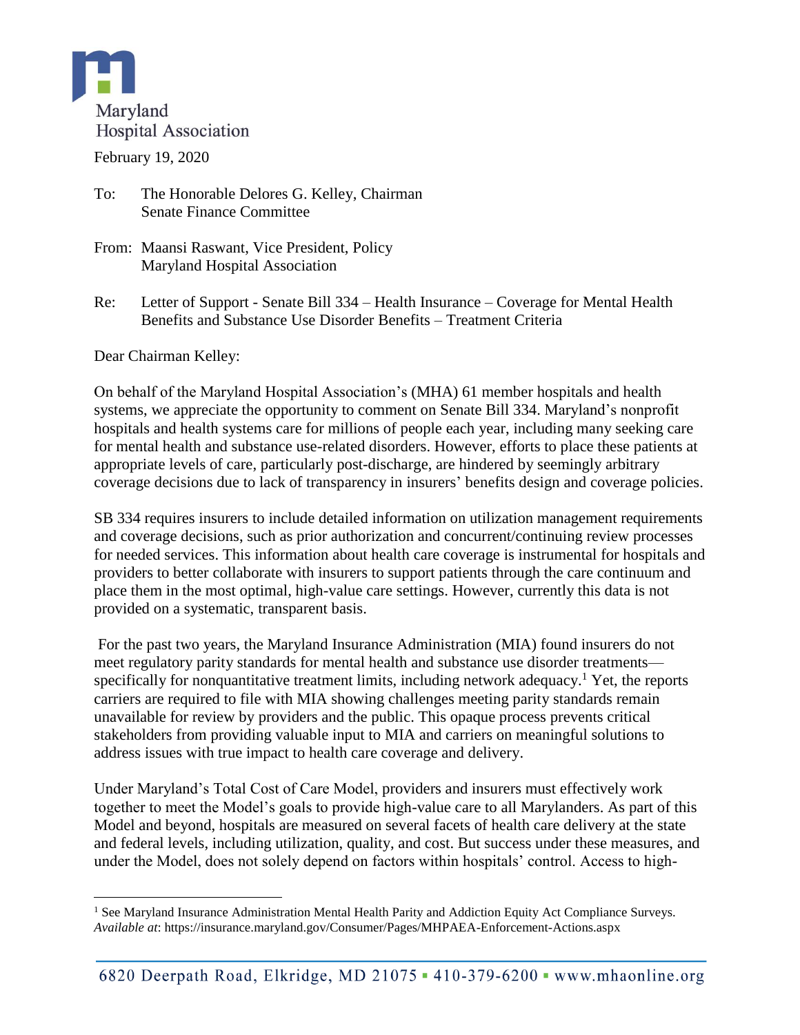Maryland Hospital Association

February 19, 2020

To: The Honorable Delores G. Kelley, Chairman
Senate Finance Committee

From: Maansi Raswant, Vice President, Policy
Maryland Hospital Association

Re: Letter of Support - Senate Bill 334 – Health Insurance – Coverage for Mental Health Benefits and Substance Use Disorder Benefits – Treatment Criteria

Dear Chairman Kelley:

On behalf of the Maryland Hospital Association's (MHA) 61 member hospitals and health systems, we appreciate the opportunity to comment on Senate Bill 334. Maryland's nonprofit hospitals and health systems care for millions of people each year, including many seeking care for mental health and substance use-related disorders. However, efforts to place these patients at appropriate levels of care, particularly post-discharge, are hindered by seemingly arbitrary coverage decisions due to lack of transparency in insurers' benefits design and coverage policies.

SB 334 requires insurers to include detailed information on utilization management requirements and coverage decisions, such as prior authorization and concurrent/continuing review processes for needed services. This information about health care coverage is instrumental for hospitals and providers to better collaborate with insurers to support patients through the care continuum and place them in the most optimal, high-value care settings. However, currently this data is not provided on a systematic, transparent basis.

For the past two years, the Maryland Insurance Administration (MIA) found insurers do not meet regulatory parity standards for mental health and substance use disorder treatments—specifically for nonquantitative treatment limits, including network adequacy.[1] Yet, the reports carriers are required to file with MIA showing challenges meeting parity standards remain unavailable for review by providers and the public. This opaque process prevents critical stakeholders from providing valuable input to MIA and carriers on meaningful solutions to address issues with true impact to health care coverage and delivery.

Under Maryland's Total Cost of Care Model, providers and insurers must effectively work together to meet the Model's goals to provide high-value care to all Marylanders. As part of this Model and beyond, hospitals are measured on several facets of health care delivery at the state and federal levels, including utilization, quality, and cost. But success under these measures, and under the Model, does not solely depend on factors within hospitals' control. Access to high-

[1] See Maryland Insurance Administration Mental Health Parity and Addiction Equity Act Compliance Surveys. *Available at*: https://insurance.maryland.gov/Consumer/Pages/MHPAEA-Enforcement-Actions.aspx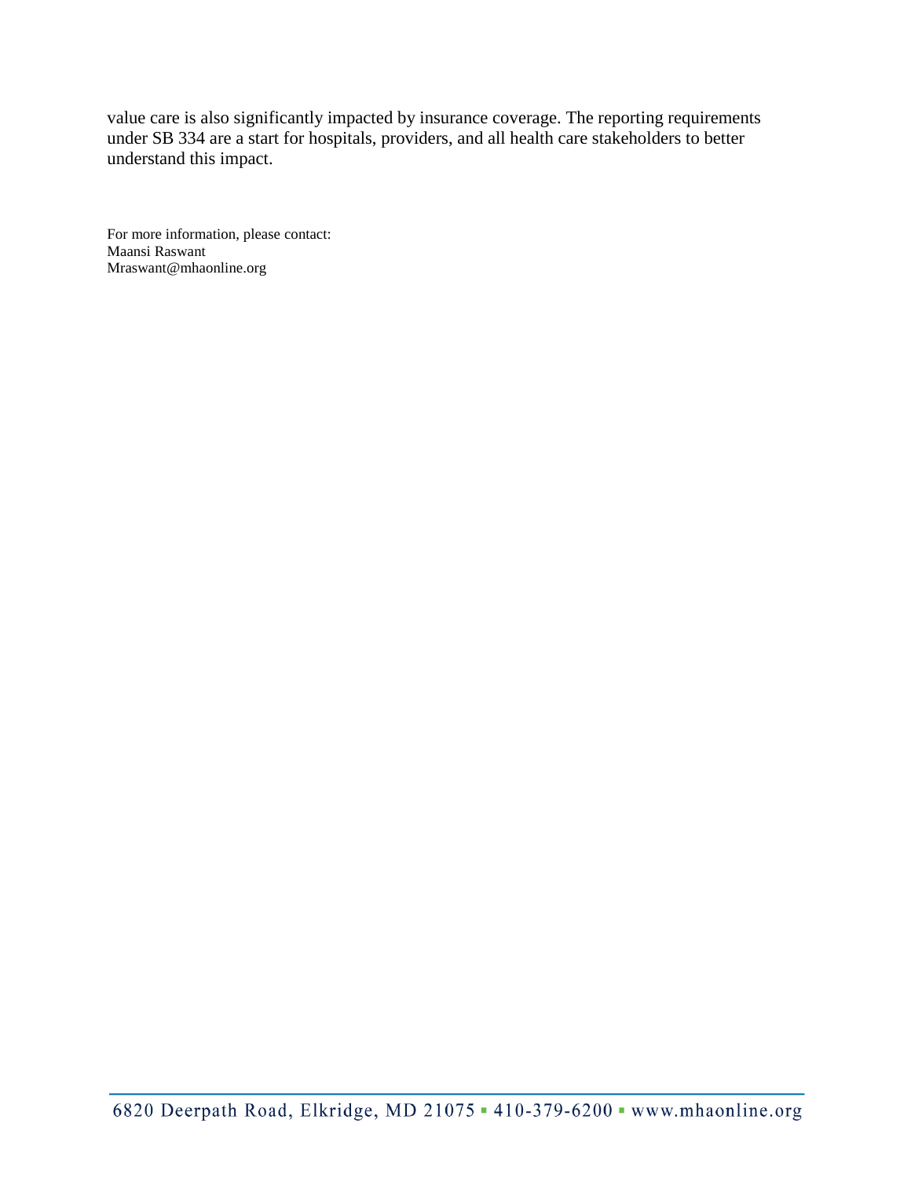value care is also significantly impacted by insurance coverage. The reporting requirements under SB 334 are a start for hospitals, providers, and all health care stakeholders to better understand this impact.

For more information, please contact:
Maansi Raswant
Mraswant@mhaonline.org